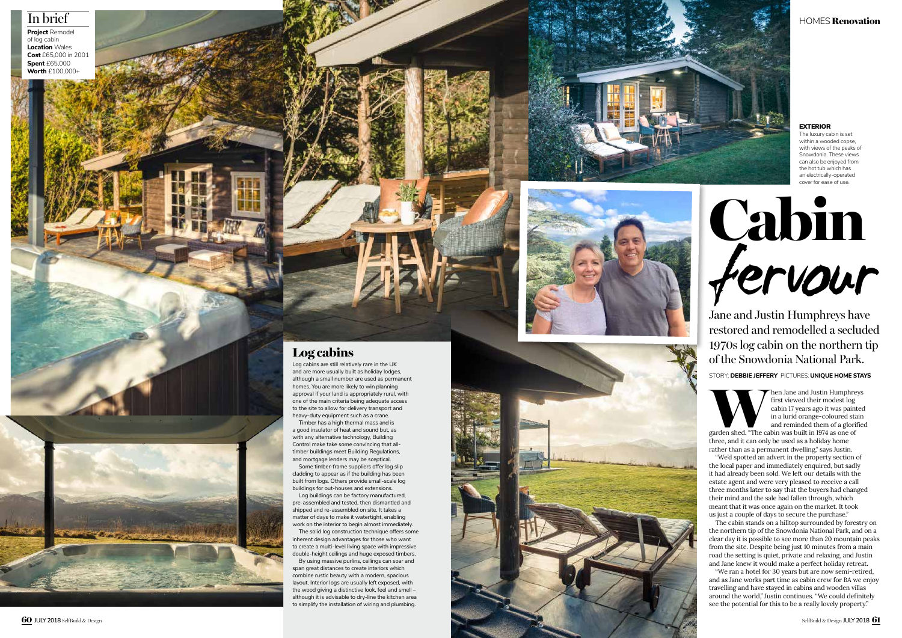# Cabin *fervour*

Jane and Justin Humphreys have restored and remodelled a secluded 1970s log cabin on the northern tip of the Snowdonia National Park.

STORY: **DEBBIE JEFFERY** PICTURES: **UNIQUE HOME STAYS**

## In brief

**Project** Remodel of log cabin
**Location** Wales
**Cost** £65,000 in 2001
**Spent** £65,000
**Worth** £100,000+

When Jane and Justin Humphreys first viewed their modest log cabin 17 years ago it was painted in a lurid orange-coloured stain and reminded them of a glorified garden shed. "The cabin was built in 1974 as one of three, and it can only be used as a holiday home rather than as a permanent dwelling," says Justin.

"We'd spotted an advert in the property section of the local paper and immediately enquired, but sadly it had already been sold. We left our details with the estate agent and were very pleased to receive a call three months later to say that the buyers had changed their mind and the sale had fallen through, which meant that it was once again on the market. It took us just a couple of days to secure the purchase."

The cabin stands on a hilltop surrounded by forestry on the northern tip of the Snowdonia National Park, and on a clear day it is possible to see more than 20 mountain peaks from the site. Despite being just 10 minutes from a main road the setting is quiet, private and relaxing, and Justin and Jane knew it would make a perfect holiday retreat.

"We ran a hotel for 30 years but are now semi-retired, and as Jane works part time as cabin crew for BA we enjoy travelling and have stayed in cabins and wooden villas around the world," Justin continues. "We could definitely see the potential for this to be a really lovely property."

**EXTERIOR**
The luxury cabin is set within a wooded copse, with views of the peaks of Snowdonia. These views can also be enjoyed from the hot tub which has an electrically-operated cover for ease of use.

## Log cabins

Log cabins are still relatively rare in the UK and are more usually built as holiday lodges, although a small number are used as permanent homes. You are more likely to win planning approval if your land is appropriately rural, with one of the main criteria being adequate access to the site to allow for delivery transport and heavy-duty equipment such as a crane.

Timber has a high thermal mass and is a good insulator of heat and sound but, as with any alternative technology, Building Control make take some convincing that all-timber buildings meet Building Regulations, and mortgage lenders may be sceptical.

Some timber-frame suppliers offer log slip cladding to appear as if the building has been built from logs. Others provide small-scale log buildings for out-houses and extensions.

Log buildings can be factory manufactured, pre-assembled and tested, then dismantled and shipped and re-assembled on site. It takes a matter of days to make it watertight, enabling work on the interior to begin almost immediately.

The solid log construction technique offers some inherent design advantages for those who want to create a multi-level living space with impressive double-height ceilings and huge exposed timbers.

By using massive purlins, ceilings can soar and span great distances to create interiors which combine rustic beauty with a modern, spacious layout. Interior logs are usually left exposed, with the wood giving a distinctive look, feel and smell – although it is advisable to dry-line the kitchen area to simplify the installation of wiring and plumbing.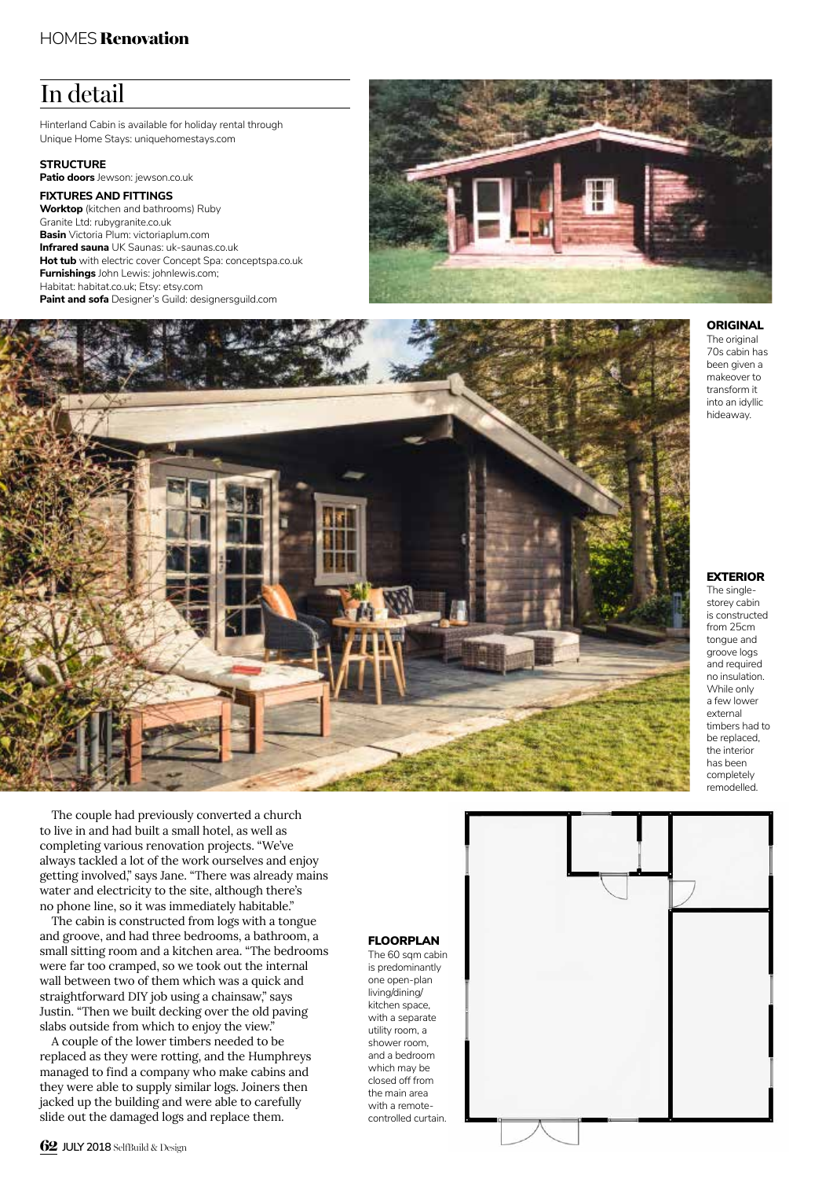## In detail

Hinterland Cabin is available for holiday rental through Unique Home Stays: uniquehomestays.com

**STRUCTURE**

**Patio doors** Jewson: jewson.co.uk

**FIXTURES AND FITTINGS**

**Worktop** (kitchen and bathrooms) Ruby Granite Ltd: rubygranite.co.uk
**Basin** Victoria Plum: victoriaplum.com
**Infrared sauna** UK Saunas: uk-saunas.co.uk
**Hot tub** with electric cover Concept Spa: conceptspa.co.uk
**Furnishings** John Lewis: johnlewis.com; Habitat: habitat.co.uk; Etsy: etsy.com
**Paint and sofa** Designer's Guild: designersguild.com

**ORIGINAL** The original 70s cabin has been given a makeover to transform it into an idyllic hideaway.

**EXTERIOR** The single-storey cabin is constructed from 25cm tongue and groove logs and required no insulation. While only a few lower external timbers had to be replaced, the interior has been completely remodelled.

The couple had previously converted a church to live in and had built a small hotel, as well as completing various renovation projects. "We've always tackled a lot of the work ourselves and enjoy getting involved," says Jane. "There was already mains water and electricity to the site, although there's no phone line, so it was immediately habitable."

The cabin is constructed from logs with a tongue and groove, and had three bedrooms, a bathroom, a small sitting room and a kitchen area. "The bedrooms were far too cramped, so we took out the internal wall between two of them which was a quick and straightforward DIY job using a chainsaw," says Justin. "Then we built decking over the old paving slabs outside from which to enjoy the view."

A couple of the lower timbers needed to be replaced as they were rotting, and the Humphreys managed to find a company who make cabins and they were able to supply similar logs. Joiners then jacked up the building and were able to carefully slide out the damaged logs and replace them.

**FLOORPLAN** The 60 sqm cabin is predominantly one open-plan living/dining/kitchen space, with a separate utility room, a shower room, and a bedroom which may be closed off from the main area with a remote-controlled curtain.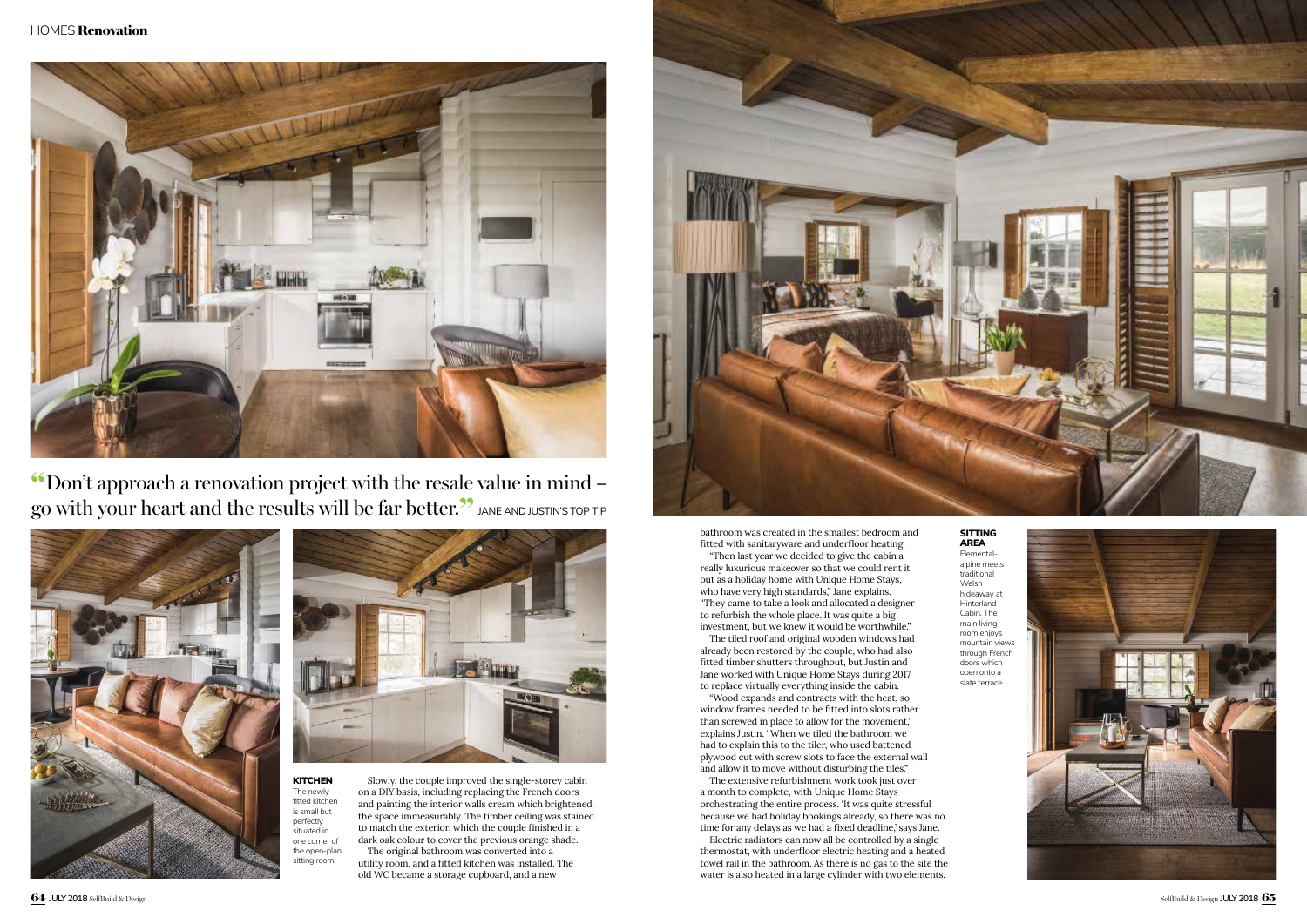> "Don't approach a renovation project with the resale value in mind – go with your heart and the results will be far better." JANE AND JUSTIN'S TOP TIP

**KITCHEN** The newly-fitted kitchen is small but perfectly situated in one corner of the open-plan sitting room.

Slowly, the couple improved the single-storey cabin on a DIY basis, including replacing the French doors and painting the interior walls cream which brightened the space immeasurably. The timber ceiling was stained to match the exterior, which the couple finished in a dark oak colour to cover the previous orange shade.

The original bathroom was converted into a utility room, and a fitted kitchen was installed. The old WC became a storage cupboard, and a new bathroom was created in the smallest bedroom and fitted with sanitaryware and underfloor heating.

"Then last year we decided to give the cabin a really luxurious makeover so that we could rent it out as a holiday home with Unique Home Stays, who have very high standards," Jane explains. "They came to take a look and allocated a designer to refurbish the whole place. It was quite a big investment, but we knew it would be worthwhile."

The tiled roof and original wooden windows had already been restored by the couple, who had also fitted timber shutters throughout, but Justin and Jane worked with Unique Home Stays during 2017 to replace virtually everything inside the cabin.

"Wood expands and contracts with the heat, so window frames needed to be fitted into slots rather than screwed in place to allow for the movement," explains Justin. "When we tiled the bathroom we had to explain this to the tiler, who used battened plywood cut with screw slots to face the external wall and allow it to move without disturbing the tiles."

The extensive refurbishment work took just over a month to complete, with Unique Home Stays orchestrating the entire process. 'It was quite stressful because we had holiday bookings already, so there was no time for any delays as we had a fixed deadline,' says Jane.

Electric radiators can now all be controlled by a single thermostat, with underfloor electric heating and a heated towel rail in the bathroom. As there is no gas to the site the water is also heated in a large cylinder with two elements.

**SITTING AREA** Elemental-alpine meets traditional Welsh hideaway at Hinterland Cabin. The main living room enjoys mountain views through French doors which open onto a slate terrace.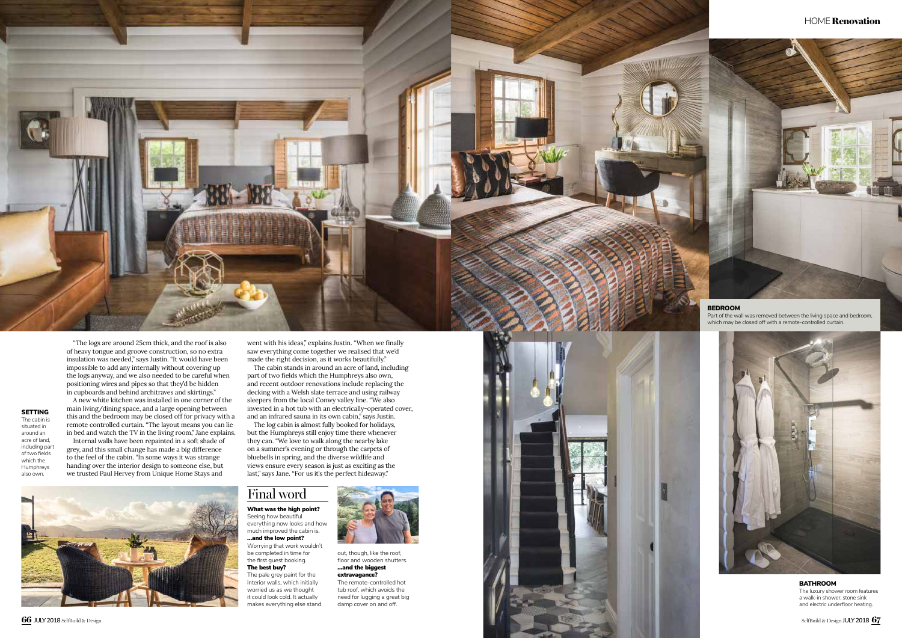"The logs are around 25cm thick, and the roof is also of heavy tongue and groove construction, so no extra insulation was needed," says Justin. "It would have been impossible to add any internally without covering up the logs anyway, and we also needed to be careful when positioning wires and pipes so that they'd be hidden in cupboards and behind architraves and skirtings."

A new white kitchen was installed in one corner of the main living/dining space, and a large opening between this and the bedroom may be closed off for privacy with a remote controlled curtain. "The layout means you can lie in bed and watch the TV in the living room," Jane explains.

Internal walls have been repainted in a soft shade of grey, and this small change has made a big difference to the feel of the cabin. "In some ways it was strange handing over the interior design to someone else, but we trusted Paul Hervey from Unique Home Stays and went with his ideas," explains Justin. "When we finally saw everything come together we realised that we'd made the right decision, as it works beautifully."

The cabin stands in around an acre of land, including part of two fields which the Humphreys also own, and recent outdoor renovations include replacing the decking with a Welsh slate terrace and using railway sleepers from the local Conwy valley line. "We also invested in a hot tub with an electrically-operated cover, and an infrared sauna in its own cabin," says Justin.

The log cabin is almost fully booked for holidays, but the Humphreys still enjoy time there whenever they can. "We love to walk along the nearby lake on a summer's evening or through the carpets of bluebells in spring, and the diverse wildlife and views ensure every season is just as exciting as the last," says Jane. "For us it's the perfect hideaway."

**SETTING**
The cabin is situated in around an acre of land, including part of two fields which the Humphreys also own.

## Final word

**What was the high point?**
Seeing how beautiful everything now looks and how much improved the cabin is.

**...and the low point?**
Worrying that work wouldn't be completed in time for the first guest booking.

**The best buy?**
The pale grey paint for the interior walls, which initially worried us as we thought it could look cold. It actually makes everything else stand out, though, like the roof, floor and wooden shutters.

**...and the biggest extravagance?**
The remote-controlled hot tub roof, which avoids the need for lugging a great big damp cover on and off.

**BEDROOM**
Part of the wall was removed between the living space and bedroom, which may be closed off with a remote-controlled curtain.

**BATHROOM**
The luxury shower room features a walk-in shower, stone sink and electric underfloor heating.